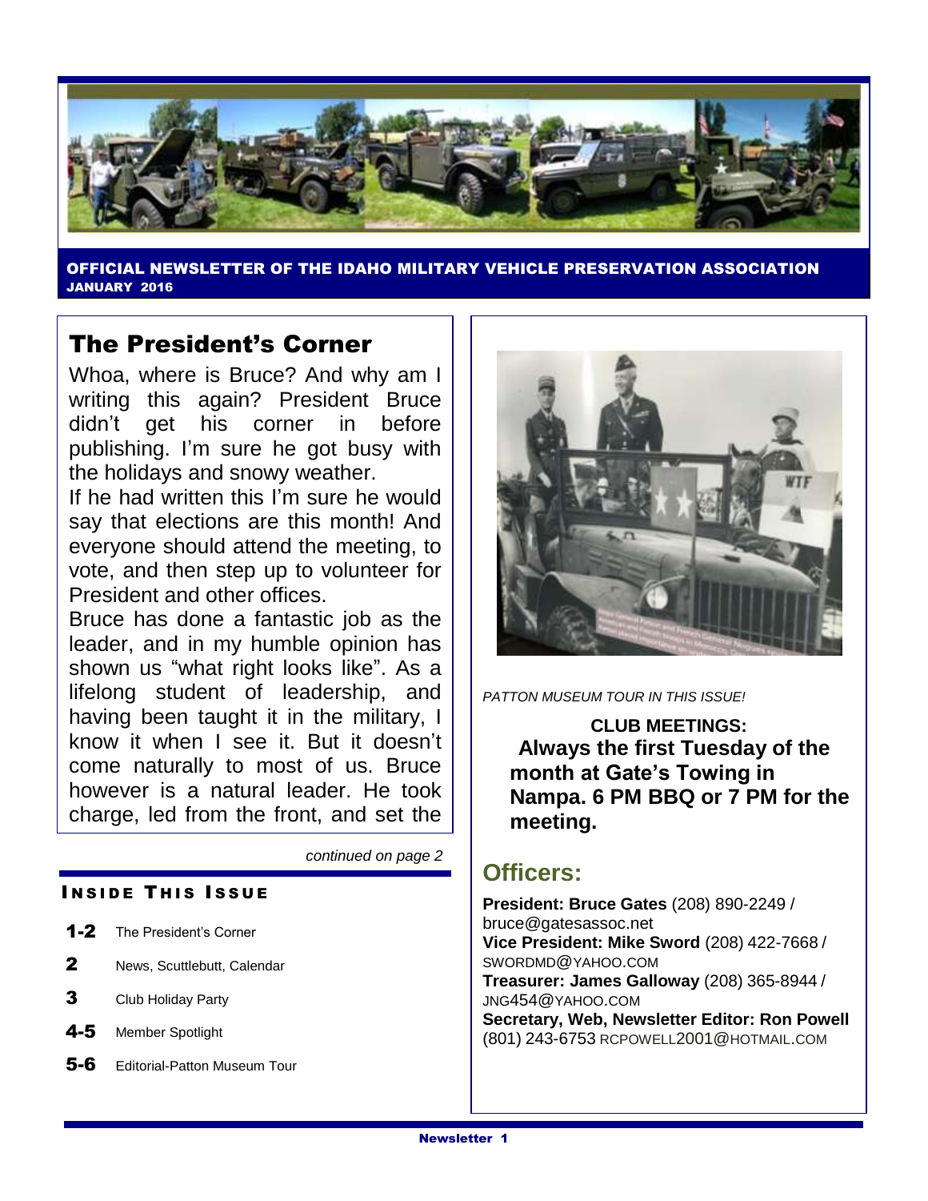OFFICIAL NEWSLETTER OF THE IDAHO MILITARY VEHICLE PRESERVATION ASSOCIATION

JANUARY 2016

## The President's Corner

Whoa, where is Bruce? And why am I writing this again? President Bruce didn't get his corner in before publishing. I'm sure he got busy with the holidays and snowy weather.

If he had written this I'm sure he would say that elections are this month! And everyone should attend the meeting, to vote, and then step up to volunteer for President and other offices.

Bruce has done a fantastic job as the leader, and in my humble opinion has shown us "what right looks like". As a lifelong student of leadership, and having been taught it in the military, I know it when I see it. But it doesn't come naturally to most of us. Bruce however is a natural leader. He took charge, led from the front, and set the

*continued on page 2*

### INSIDE THIS ISSUE

| | |
|---|---|
| **1-2** | The President's Corner |
| **2** | News, Scuttlebutt, Calendar |
| **3** | Club Holiday Party |
| **4-5** | Member Spotlight |
| **5-6** | Editorial-Patton Museum Tour |

*PATTON MUSEUM TOUR IN THIS ISSUE!*

**CLUB MEETINGS:**
**Always the first Tuesday of the month at Gate's Towing in Nampa. 6 PM BBQ or 7 PM for the meeting.**

## Officers:

**President: Bruce Gates** (208) 890-2249 / bruce@gatesassoc.net
**Vice President: Mike Sword** (208) 422-7668 / SWORDMD@YAHOO.COM
**Treasurer: James Galloway** (208) 365-8944 / JNG454@YAHOO.COM
**Secretary, Web, Newsletter Editor: Ron Powell** (801) 243-6753 RCPOWELL2001@HOTMAIL.COM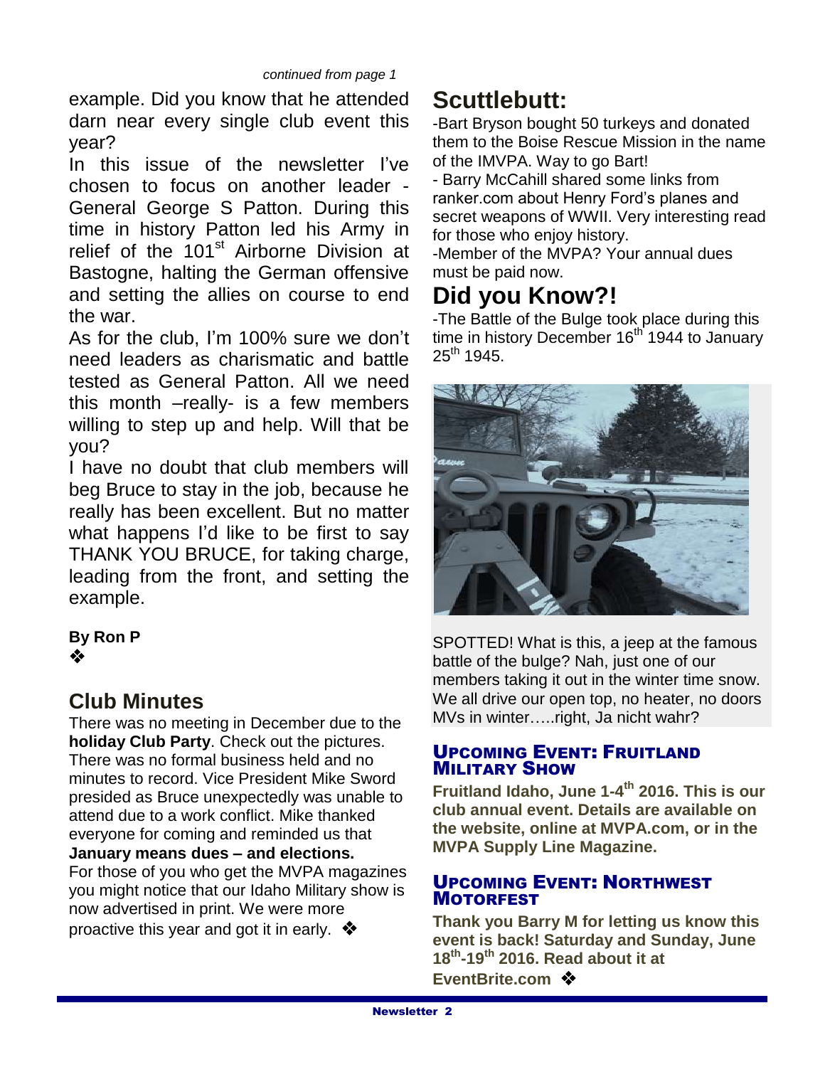*continued from page 1*

example. Did you know that he attended darn near every single club event this year?

In this issue of the newsletter I've chosen to focus on another leader - General George S Patton. During this time in history Patton led his Army in relief of the $101^{st}$ Airborne Division at Bastogne, halting the German offensive and setting the allies on course to end the war.

As for the club, I'm 100% sure we don't need leaders as charismatic and battle tested as General Patton. All we need this month –really- is a few members willing to step up and help. Will that be you?

I have no doubt that club members will beg Bruce to stay in the job, because he really has been excellent. But no matter what happens I'd like to be first to say THANK YOU BRUCE, for taking charge, leading from the front, and setting the example.

**By Ron P**

❖

## Club Minutes

There was no meeting in December due to the **holiday Club Party**. Check out the pictures. There was no formal business held and no minutes to record. Vice President Mike Sword presided as Bruce unexpectedly was unable to attend due to a work conflict. Mike thanked everyone for coming and reminded us that **January means dues – and elections.**

For those of you who get the MVPA magazines you might notice that our Idaho Military show is now advertised in print. We were more proactive this year and got it in early. ❖

## Scuttlebutt:

-Bart Bryson bought 50 turkeys and donated them to the Boise Rescue Mission in the name of the IMVPA. Way to go Bart!

- Barry McCahill shared some links from ranker.com about Henry Ford's planes and secret weapons of WWII. Very interesting read for those who enjoy history.

-Member of the MVPA? Your annual dues must be paid now.

## Did you Know?!

-The Battle of the Bulge took place during this time in history December $16^{th}$ 1944 to January $25^{th}$ 1945.

SPOTTED! What is this, a jeep at the famous battle of the bulge? Nah, just one of our members taking it out in the winter time snow. We all drive our open top, no heater, no doors MVs in winter…..right, Ja nicht wahr?

### Upcoming Event: Fruitland Military Show

**Fruitland Idaho, June 1-$4^{th}$ 2016. This is our club annual event. Details are available on the website, online at MVPA.com, or in the MVPA Supply Line Magazine.**

### Upcoming Event: Northwest Motorfest

**Thank you Barry M for letting us know this event is back! Saturday and Sunday, June $18^{th}$-$19^{th}$ 2016. Read about it at EventBrite.com** ❖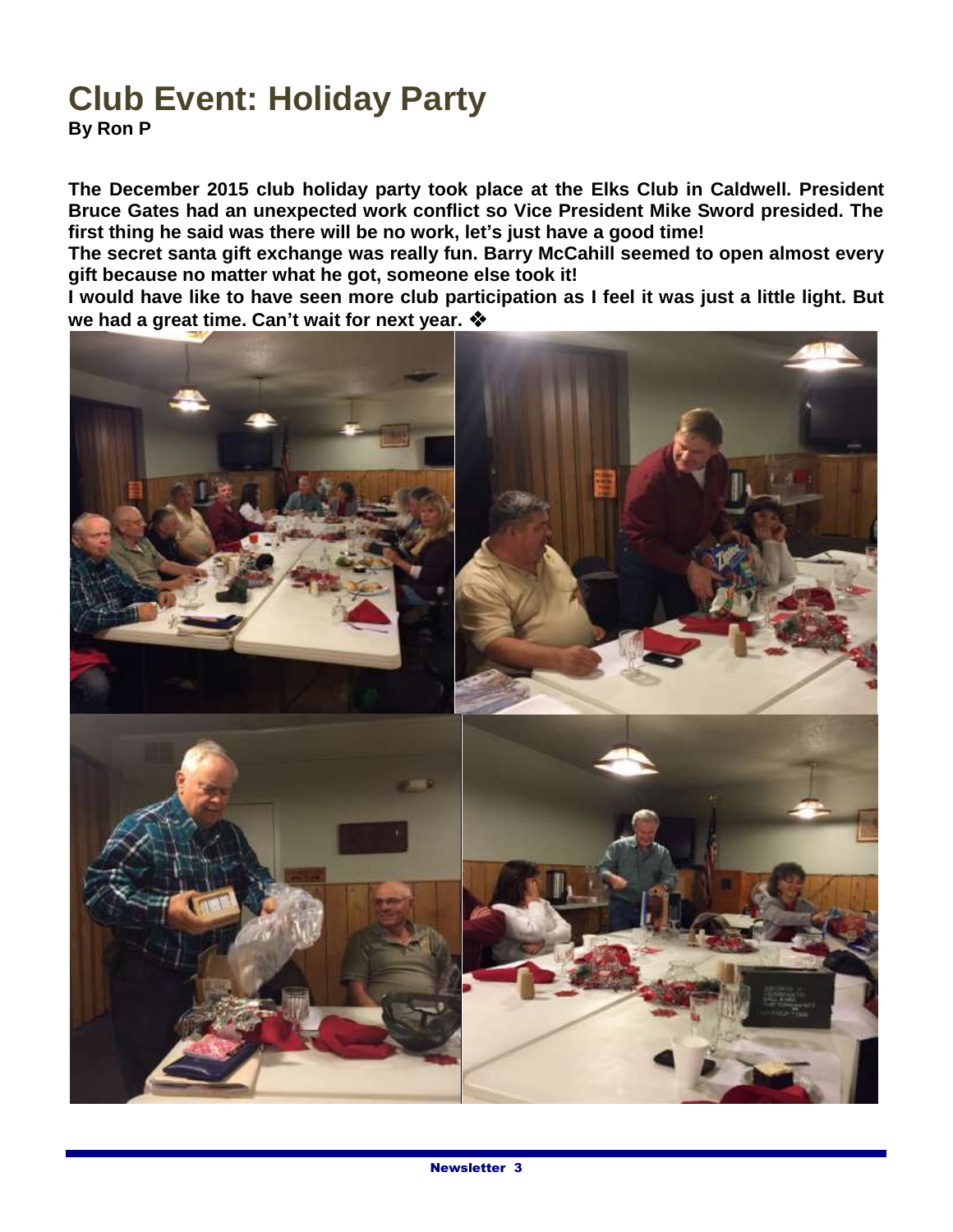# Club Event: Holiday Party

**By Ron P**

**The December 2015 club holiday party took place at the Elks Club in Caldwell. President Bruce Gates had an unexpected work conflict so Vice President Mike Sword presided. The first thing he said was there will be no work, let's just have a good time!**

**The secret santa gift exchange was really fun. Barry McCahill seemed to open almost every gift because no matter what he got, someone else took it!**

**I would have like to have seen more club participation as I feel it was just a little light. But we had a great time. Can't wait for next year. ❖**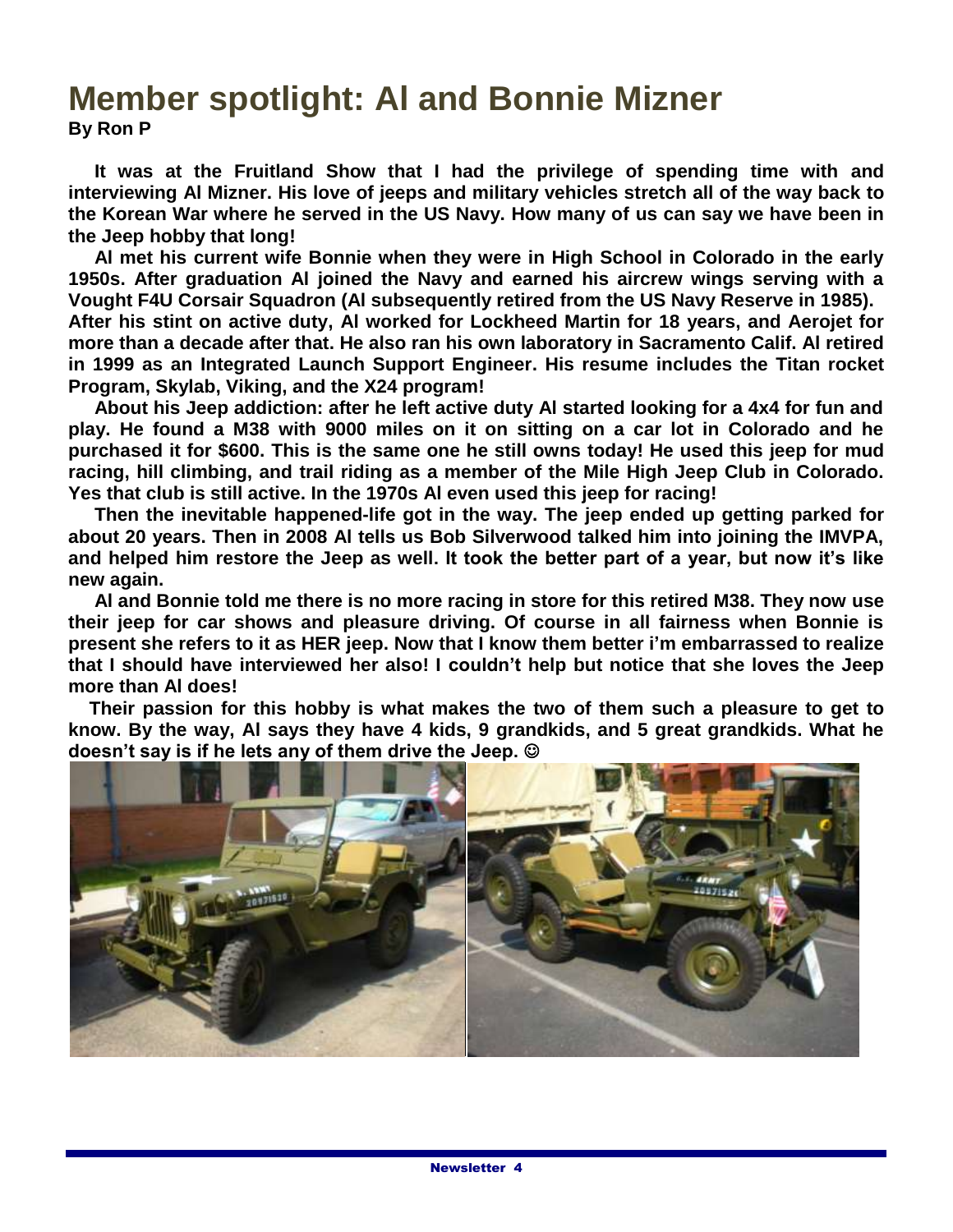# Member spotlight: Al and Bonnie Mizner

**By Ron P**

**It was at the Fruitland Show that I had the privilege of spending time with and interviewing Al Mizner. His love of jeeps and military vehicles stretch all of the way back to the Korean War where he served in the US Navy. How many of us can say we have been in the Jeep hobby that long!**

**Al met his current wife Bonnie when they were in High School in Colorado in the early 1950s. After graduation Al joined the Navy and earned his aircrew wings serving with a Vought F4U Corsair Squadron (Al subsequently retired from the US Navy Reserve in 1985). After his stint on active duty, Al worked for Lockheed Martin for 18 years, and Aerojet for more than a decade after that. He also ran his own laboratory in Sacramento Calif. Al retired in 1999 as an Integrated Launch Support Engineer. His resume includes the Titan rocket Program, Skylab, Viking, and the X24 program!**

**About his Jeep addiction: after he left active duty Al started looking for a 4x4 for fun and play. He found a M38 with 9000 miles on it on sitting on a car lot in Colorado and he purchased it for $600. This is the same one he still owns today! He used this jeep for mud racing, hill climbing, and trail riding as a member of the Mile High Jeep Club in Colorado. Yes that club is still active. In the 1970s Al even used this jeep for racing!**

**Then the inevitable happened-life got in the way. The jeep ended up getting parked for about 20 years. Then in 2008 Al tells us Bob Silverwood talked him into joining the IMVPA, and helped him restore the Jeep as well. It took the better part of a year, but now it's like new again.**

**Al and Bonnie told me there is no more racing in store for this retired M38. They now use their jeep for car shows and pleasure driving. Of course in all fairness when Bonnie is present she refers to it as HER jeep. Now that I know them better i'm embarrassed to realize that I should have interviewed her also! I couldn't help but notice that she loves the Jeep more than Al does!**

**Their passion for this hobby is what makes the two of them such a pleasure to get to know. By the way, Al says they have 4 kids, 9 grandkids, and 5 great grandkids. What he doesn't say is if he lets any of them drive the Jeep. ☺**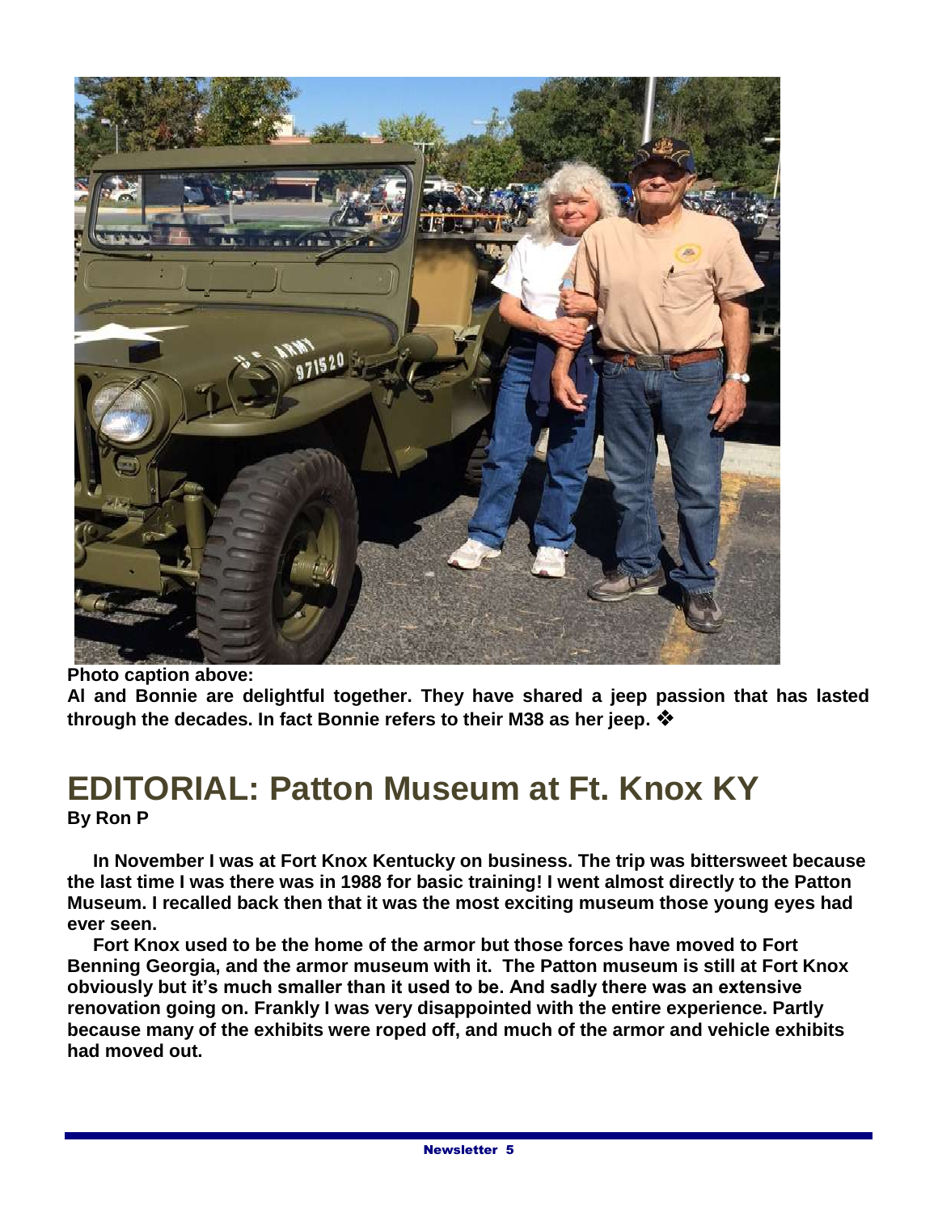**Photo caption above:**

**Al and Bonnie are delightful together. They have shared a jeep passion that has lasted through the decades. In fact Bonnie refers to their M38 as her jeep. ❖**

# EDITORIAL: Patton Museum at Ft. Knox KY

**By Ron P**

**In November I was at Fort Knox Kentucky on business. The trip was bittersweet because the last time I was there was in 1988 for basic training! I went almost directly to the Patton Museum. I recalled back then that it was the most exciting museum those young eyes had ever seen.**

**Fort Knox used to be the home of the armor but those forces have moved to Fort Benning Georgia, and the armor museum with it. The Patton museum is still at Fort Knox obviously but it's much smaller than it used to be. And sadly there was an extensive renovation going on. Frankly I was very disappointed with the entire experience. Partly because many of the exhibits were roped off, and much of the armor and vehicle exhibits had moved out.**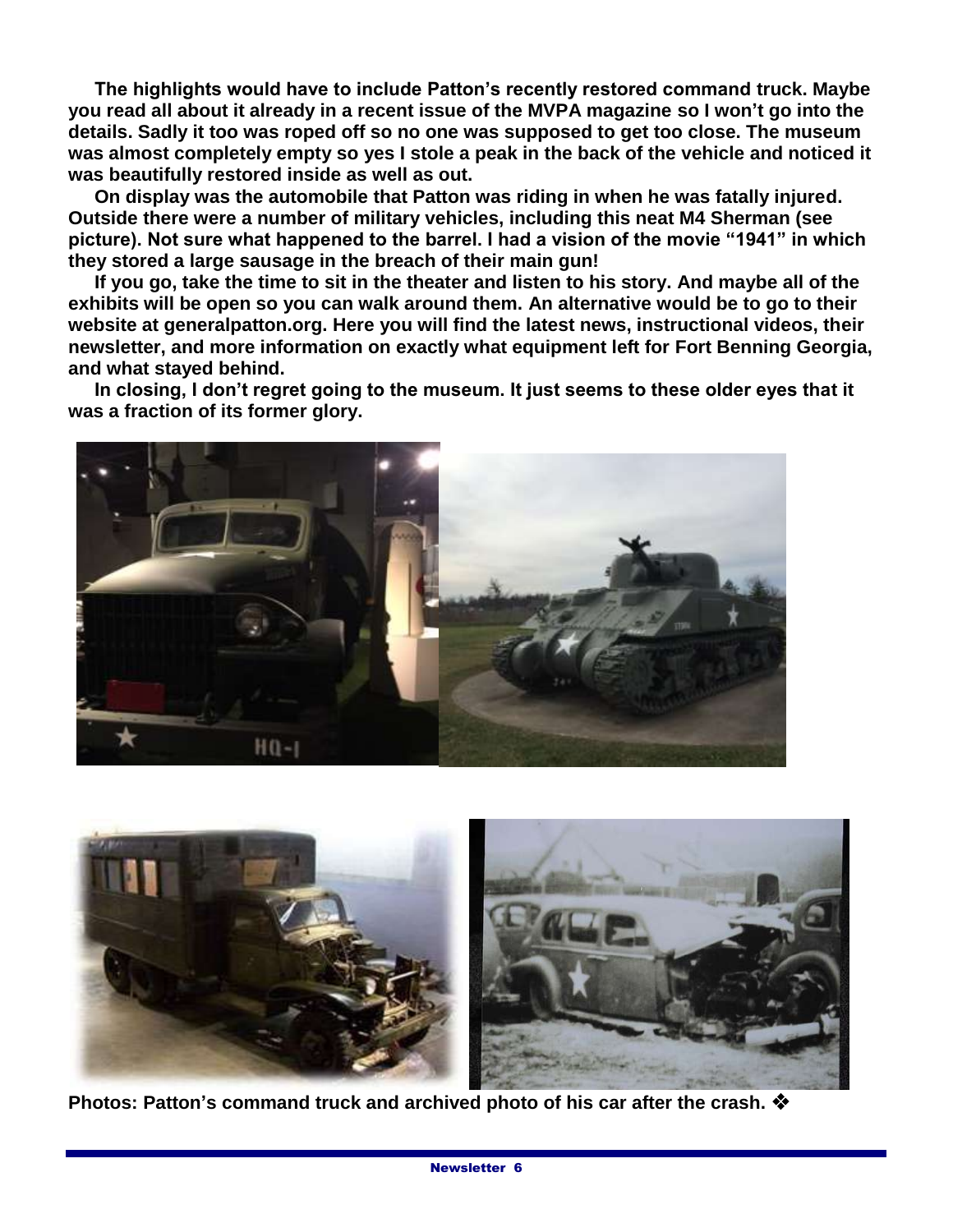**The highlights would have to include Patton's recently restored command truck. Maybe you read all about it already in a recent issue of the MVPA magazine so I won't go into the details. Sadly it too was roped off so no one was supposed to get too close. The museum was almost completely empty so yes I stole a peak in the back of the vehicle and noticed it was beautifully restored inside as well as out.**

**On display was the automobile that Patton was riding in when he was fatally injured. Outside there were a number of military vehicles, including this neat M4 Sherman (see picture). Not sure what happened to the barrel. I had a vision of the movie "1941" in which they stored a large sausage in the breach of their main gun!**

**If you go, take the time to sit in the theater and listen to his story. And maybe all of the exhibits will be open so you can walk around them. An alternative would be to go to their website at generalpatton.org. Here you will find the latest news, instructional videos, their newsletter, and more information on exactly what equipment left for Fort Benning Georgia, and what stayed behind.**

**In closing, I don't regret going to the museum. It just seems to these older eyes that it was a fraction of its former glory.**

**Photos: Patton's command truck and archived photo of his car after the crash. ❖**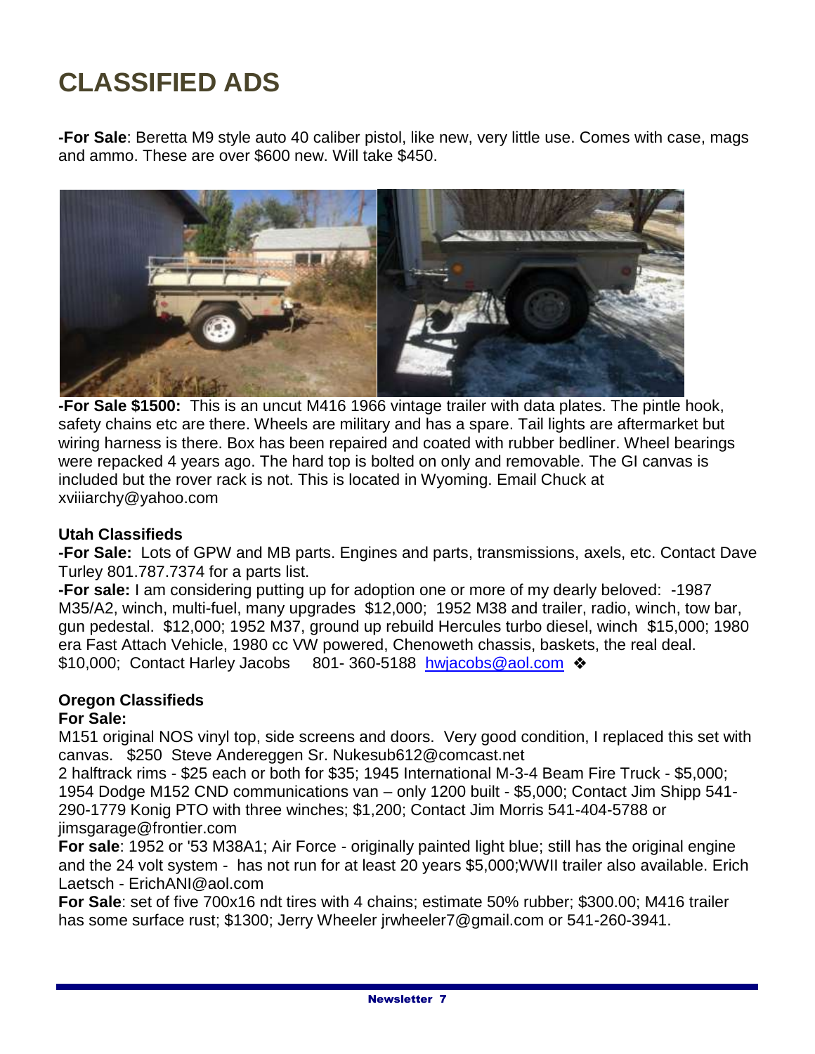# CLASSIFIED ADS

**-For Sale**: Beretta M9 style auto 40 caliber pistol, like new, very little use. Comes with case, mags and ammo. These are over $600 new. Will take $450.

**-For Sale $1500:** This is an uncut M416 1966 vintage trailer with data plates. The pintle hook, safety chains etc are there. Wheels are military and has a spare. Tail lights are aftermarket but wiring harness is there. Box has been repaired and coated with rubber bedliner. Wheel bearings were repacked 4 years ago. The hard top is bolted on only and removable. The GI canvas is included but the rover rack is not. This is located in Wyoming. Email Chuck at xviiiarchy@yahoo.com

### Utah Classifieds

**-For Sale:** Lots of GPW and MB parts. Engines and parts, transmissions, axels, etc. Contact Dave Turley 801.787.7374 for a parts list.

**-For sale:** I am considering putting up for adoption one or more of my dearly beloved: -1987 M35/A2, winch, multi-fuel, many upgrades $12,000; 1952 M38 and trailer, radio, winch, tow bar, gun pedestal. $12,000; 1952 M37, ground up rebuild Hercules turbo diesel, winch $15,000; 1980 era Fast Attach Vehicle, 1980 cc VW powered, Chenoweth chassis, baskets, the real deal. $10,000; Contact Harley Jacobs 801- 360-5188 hwjacobs@aol.com ❖

### Oregon Classifieds

**For Sale:**

M151 original NOS vinyl top, side screens and doors. Very good condition, I replaced this set with canvas. $250 Steve Andereggen Sr. Nukesub612@comcast.net

2 halftrack rims - $25 each or both for $35; 1945 International M-3-4 Beam Fire Truck - $5,000; 1954 Dodge M152 CND communications van – only 1200 built - $5,000; Contact Jim Shipp 541-290-1779 Konig PTO with three winches; $1,200; Contact Jim Morris 541-404-5788 or jimsgarage@frontier.com

**For sale**: 1952 or '53 M38A1; Air Force - originally painted light blue; still has the original engine and the 24 volt system - has not run for at least 20 years $5,000;WWII trailer also available. Erich Laetsch - ErichANI@aol.com

**For Sale**: set of five 700x16 ndt tires with 4 chains; estimate 50% rubber; $300.00; M416 trailer has some surface rust; $1300; Jerry Wheeler jrwheeler7@gmail.com or 541-260-3941.